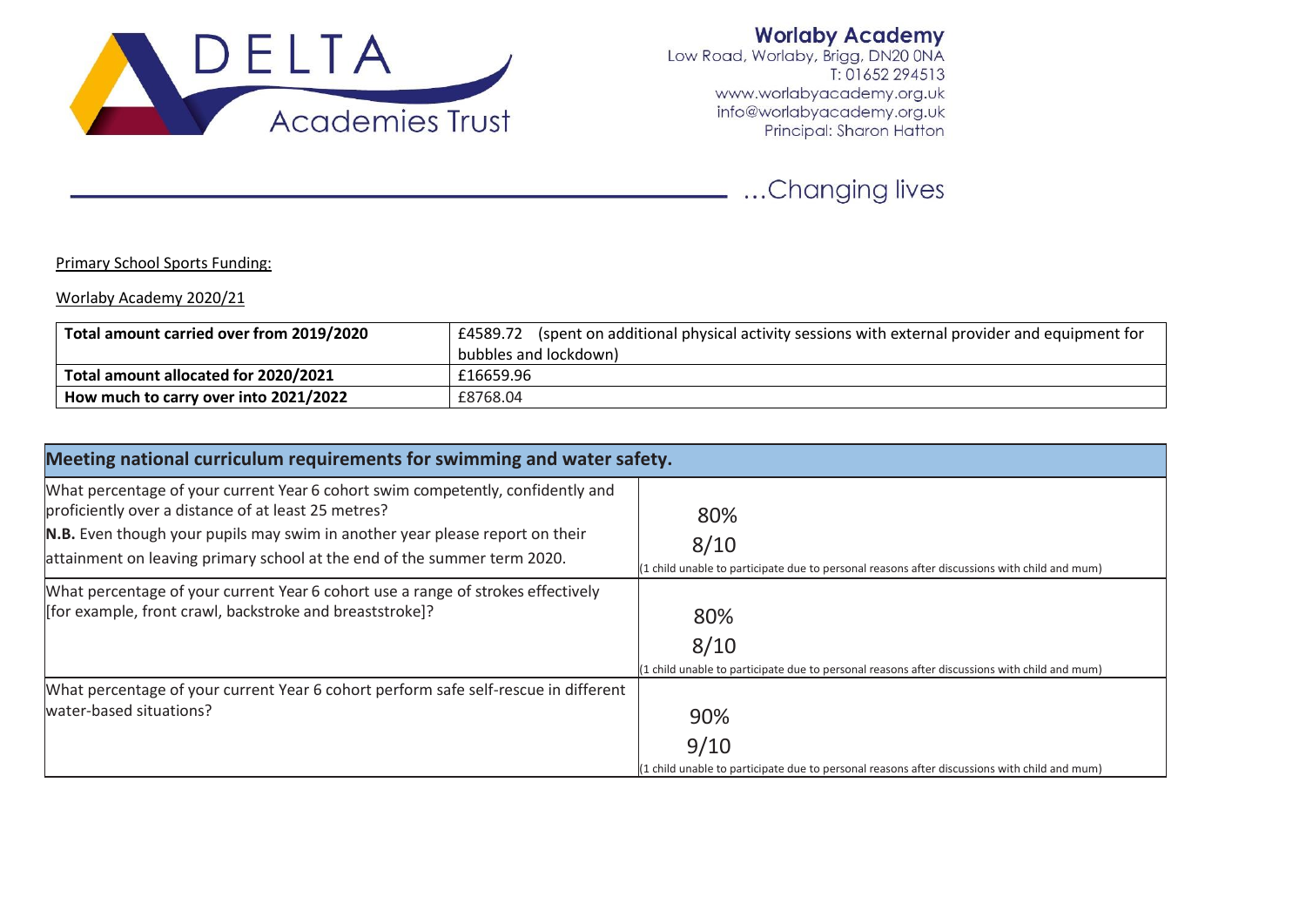DELTA Academies Trust

**Worlaby Academy**
Low Road, Worlaby, Brigg, DN20 0NA
T: 01652 294513
www.worlabyacademy.org.uk
info@worlabyacademy.org.uk
Principal: Sharon Hatton

...Changing lives

Primary School Sports Funding:

Worlaby Academy 2020/21

| Total amount carried over from 2019/2020 | £4589.72 (spent on additional physical activity sessions with external provider and equipment for bubbles and lockdown) |
|---|---|
| **Total amount allocated for 2020/2021** | £16659.96 |
| **How much to carry over into 2021/2022** | £8768.04 |

| Meeting national curriculum requirements for swimming and water safety. | |
|---|---|
| What percentage of your current Year 6 cohort swim competently, confidently and proficiently over a distance of at least 25 metres? **N.B.** Even though your pupils may swim in another year please report on their attainment on leaving primary school at the end of the summer term 2020. | 80% 8/10 (1 child unable to participate due to personal reasons after discussions with child and mum) |
| What percentage of your current Year 6 cohort use a range of strokes effectively [for example, front crawl, backstroke and breaststroke]? | 80% 8/10 (1 child unable to participate due to personal reasons after discussions with child and mum) |
| What percentage of your current Year 6 cohort perform safe self-rescue in different water-based situations? | 90% 9/10 (1 child unable to participate due to personal reasons after discussions with child and mum) |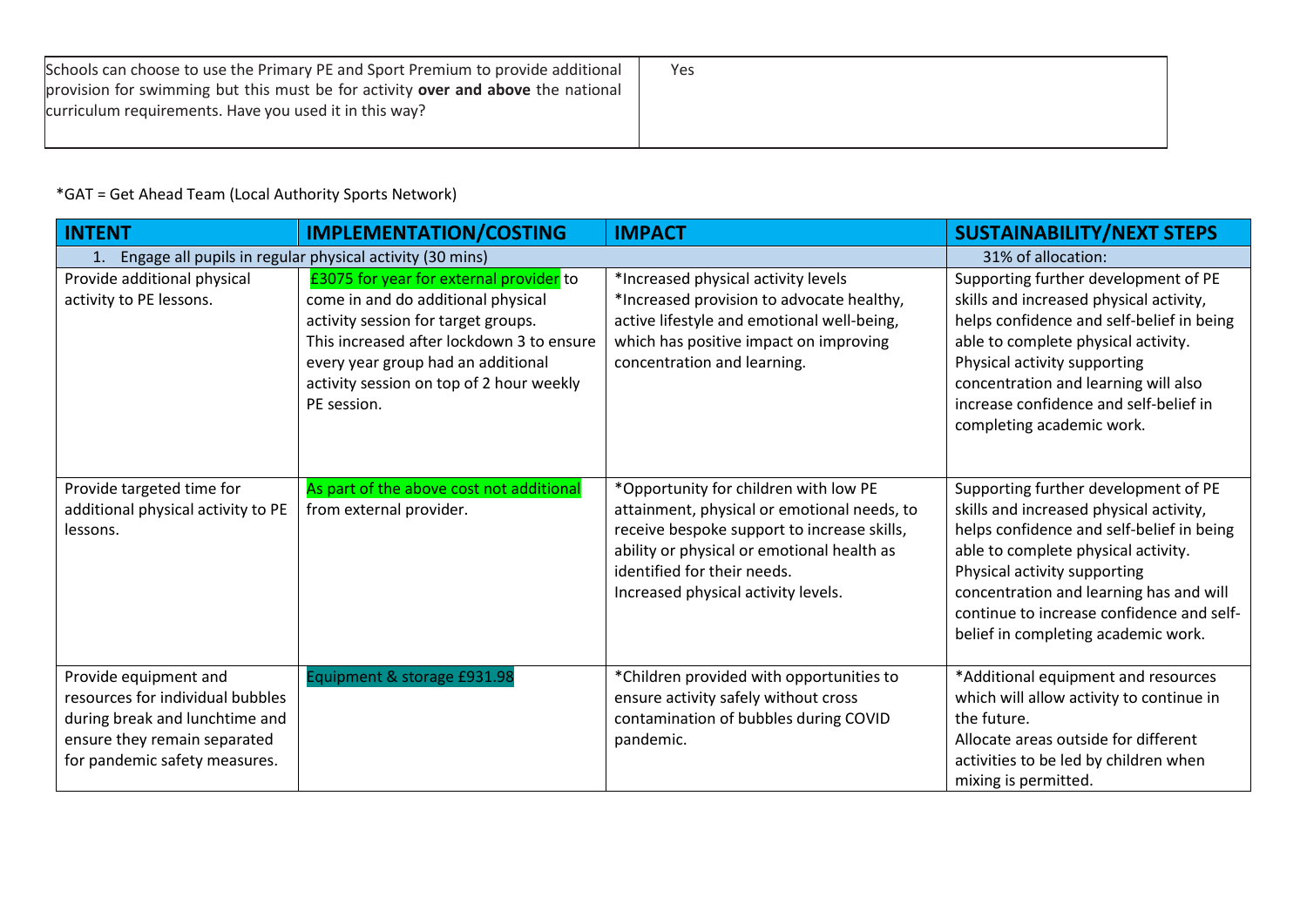| Schools can choose to use the Primary PE and Sport Premium to provide additional provision for swimming but this must be for activity **over and above** the national curriculum requirements. Have you used it in this way? | Yes |
| --- | --- |

*GAT = Get Ahead Team (Local Authority Sports Network)

| INTENT | IMPLEMENTATION/COSTING | IMPACT | SUSTAINABILITY/NEXT STEPS |
| --- | --- | --- | --- |
| 1. Engage all pupils in regular physical activity (30 mins) | | | 31% of allocation: |
| Provide additional physical activity to PE lessons. | £3075 for year for external provider to come in and do additional physical activity session for target groups. This increased after lockdown 3 to ensure every year group had an additional activity session on top of 2 hour weekly PE session. | *Increased physical activity levels<br>*Increased provision to advocate healthy, active lifestyle and emotional well-being, which has positive impact on improving concentration and learning. | Supporting further development of PE skills and increased physical activity, helps confidence and self-belief in being able to complete physical activity. Physical activity supporting concentration and learning will also increase confidence and self-belief in completing academic work. |
| Provide targeted time for additional physical activity to PE lessons. | As part of the above cost not additional from external provider. | *Opportunity for children with low PE attainment, physical or emotional needs, to receive bespoke support to increase skills, ability or physical or emotional health as identified for their needs.<br>Increased physical activity levels. | Supporting further development of PE skills and increased physical activity, helps confidence and self-belief in being able to complete physical activity. Physical activity supporting concentration and learning has and will continue to increase confidence and self-belief in completing academic work. |
| Provide equipment and resources for individual bubbles during break and lunchtime and ensure they remain separated for pandemic safety measures. | Equipment & storage £931.98 | *Children provided with opportunities to ensure activity safely without cross contamination of bubbles during COVID pandemic. | *Additional equipment and resources which will allow activity to continue in the future.<br>Allocate areas outside for different activities to be led by children when mixing is permitted. |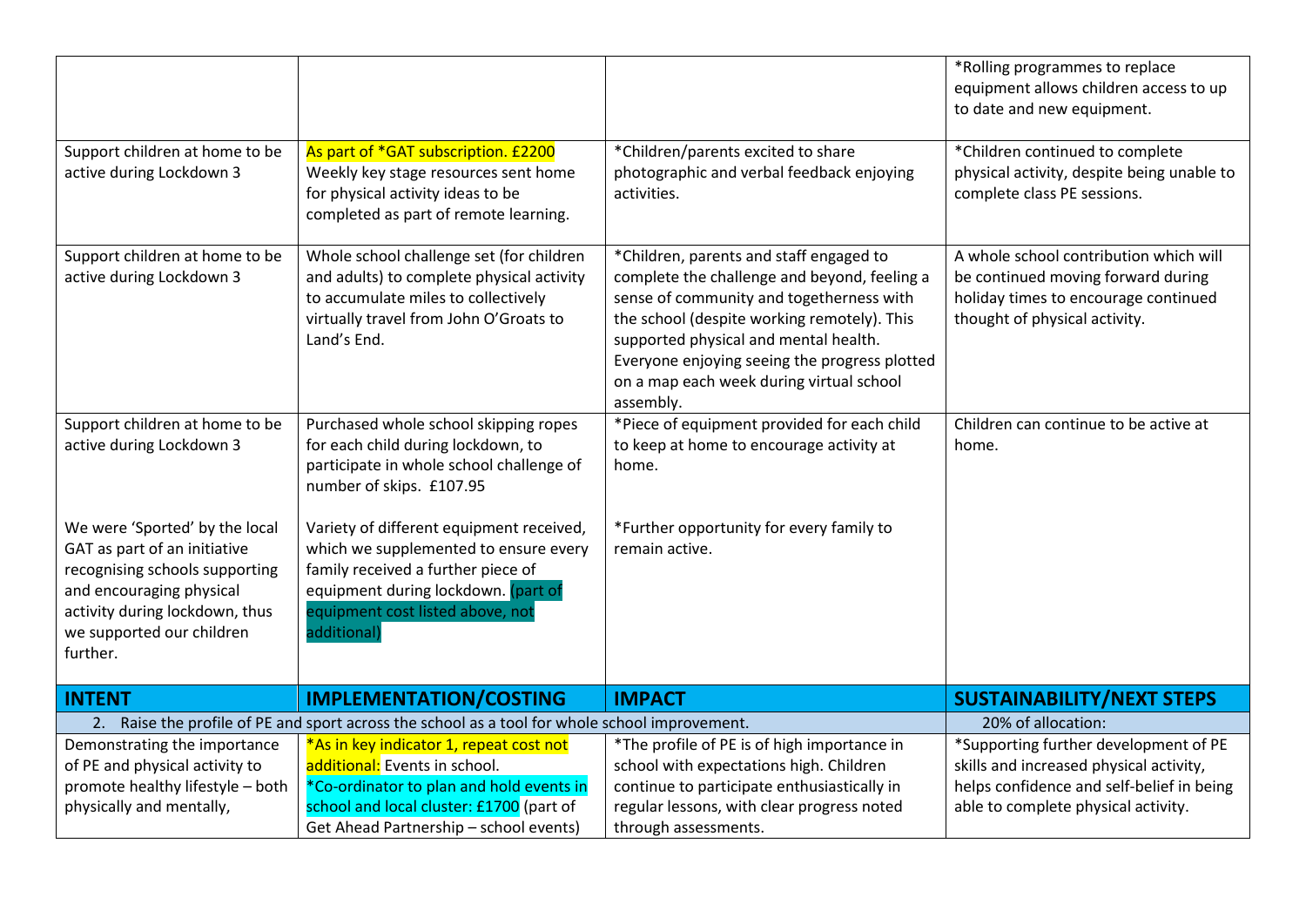| | | | |
|---|---|---|---|
| | | | *Rolling programmes to replace equipment allows children access to up to date and new equipment. |
| Support children at home to be active during Lockdown 3 | As part of *GAT subscription. £2200 Weekly key stage resources sent home for physical activity ideas to be completed as part of remote learning. | *Children/parents excited to share photographic and verbal feedback enjoying activities. | *Children continued to complete physical activity, despite being unable to complete class PE sessions. |
| Support children at home to be active during Lockdown 3 | Whole school challenge set (for children and adults) to complete physical activity to accumulate miles to collectively virtually travel from John O'Groats to Land's End. | *Children, parents and staff engaged to complete the challenge and beyond, feeling a sense of community and togetherness with the school (despite working remotely). This supported physical and mental health. Everyone enjoying seeing the progress plotted on a map each week during virtual school assembly. | A whole school contribution which will be continued moving forward during holiday times to encourage continued thought of physical activity. |
| Support children at home to be active during Lockdown 3<br><br>We were 'Sported' by the local GAT as part of an initiative recognising schools supporting and encouraging physical activity during lockdown, thus we supported our children further. | Purchased whole school skipping ropes for each child during lockdown, to participate in whole school challenge of number of skips. £107.95<br><br>Variety of different equipment received, which we supplemented to ensure every family received a further piece of equipment during lockdown. (part of equipment cost listed above, not additional) | *Piece of equipment provided for each child to keep at home to encourage activity at home.<br><br>*Further opportunity for every family to remain active. | Children can continue to be active at home. |
| **INTENT** | **IMPLEMENTATION/COSTING** | **IMPACT** | **SUSTAINABILITY/NEXT STEPS** |
| 2. Raise the profile of PE and sport across the school as a tool for whole school improvement. | | | 20% of allocation: |
| Demonstrating the importance of PE and physical activity to promote healthy lifestyle – both physically and mentally, | *As in key indicator 1, repeat cost not additional: Events in school.<br>*Co-ordinator to plan and hold events in school and local cluster: £1700 (part of Get Ahead Partnership – school events) | *The profile of PE is of high importance in school with expectations high. Children continue to participate enthusiastically in regular lessons, with clear progress noted through assessments. | *Supporting further development of PE skills and increased physical activity, helps confidence and self-belief in being able to complete physical activity. |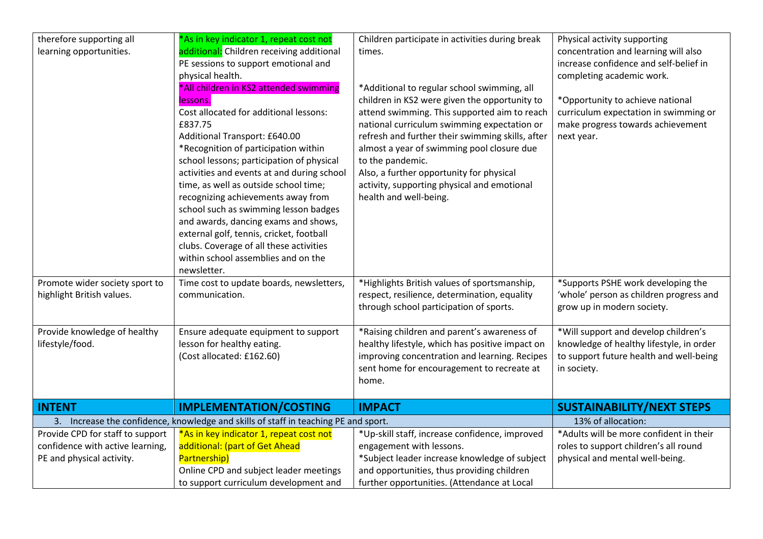| | | | |
|---|---|---|---|
| therefore supporting all learning opportunities. | *As in key indicator 1, repeat cost not additional: Children receiving additional PE sessions to support emotional and physical health.<br>*All children in KS2 attended swimming lessons.<br>Cost allocated for additional lessons: £837.75<br>Additional Transport: £640.00<br>*Recognition of participation within school lessons; participation of physical activities and events at and during school time, as well as outside school time; recognizing achievements away from school such as swimming lesson badges and awards, dancing exams and shows, external golf, tennis, cricket, football clubs. Coverage of all these activities within school assemblies and on the newsletter. | Children participate in activities during break times.<br><br>*Additional to regular school swimming, all children in KS2 were given the opportunity to attend swimming. This supported aim to reach national curriculum swimming expectation or refresh and further their swimming skills, after almost a year of swimming pool closure due to the pandemic.<br>Also, a further opportunity for physical activity, supporting physical and emotional health and well-being. | Physical activity supporting concentration and learning will also increase confidence and self-belief in completing academic work.<br><br>*Opportunity to achieve national curriculum expectation in swimming or make progress towards achievement next year. |
| Promote wider society sport to highlight British values. | Time cost to update boards, newsletters, communication. | *Highlights British values of sportsmanship, respect, resilience, determination, equality through school participation of sports. | *Supports PSHE work developing the 'whole' person as children progress and grow up in modern society. |
| Provide knowledge of healthy lifestyle/food. | Ensure adequate equipment to support lesson for healthy eating.<br>(Cost allocated: £162.60) | *Raising children and parent's awareness of healthy lifestyle, which has positive impact on improving concentration and learning. Recipes sent home for encouragement to recreate at home. | *Will support and develop children's knowledge of healthy lifestyle, in order to support future health and well-being in society. |
| **INTENT** | **IMPLEMENTATION/COSTING** | **IMPACT** | **SUSTAINABILITY/NEXT STEPS** |
| 3. Increase the confidence, knowledge and skills of staff in teaching PE and sport. | | | 13% of allocation: |
| Provide CPD for staff to support confidence with active learning, PE and physical activity. | *As in key indicator 1, repeat cost not additional: (part of Get Ahead Partnership)<br>Online CPD and subject leader meetings to support curriculum development and | *Up-skill staff, increase confidence, improved engagement with lessons.<br>*Subject leader increase knowledge of subject and opportunities, thus providing children further opportunities. (Attendance at Local | *Adults will be more confident in their roles to support children's all round physical and mental well-being. |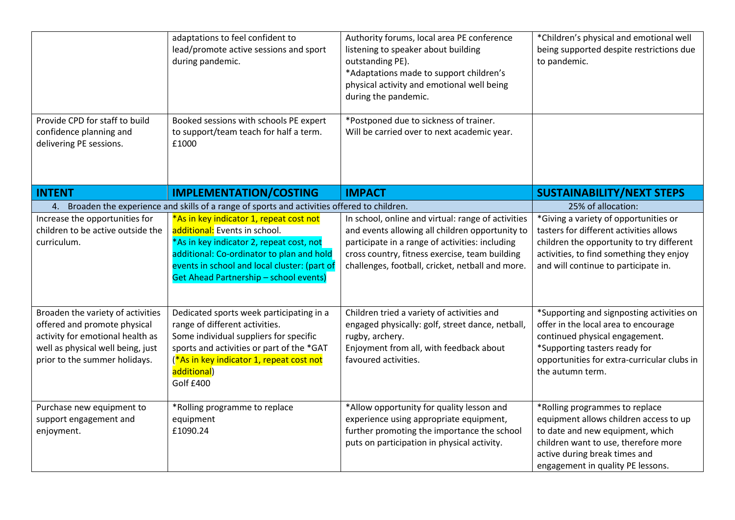| | | | |
|---|---|---|---|
| | adaptations to feel confident to lead/promote active sessions and sport during pandemic. | Authority forums, local area PE conference listening to speaker about building outstanding PE).<br>*Adaptations made to support children's physical activity and emotional well being during the pandemic. | *Children's physical and emotional well being supported despite restrictions due to pandemic. |
| Provide CPD for staff to build confidence planning and delivering PE sessions. | Booked sessions with schools PE expert to support/team teach for half a term.<br>£1000 | *Postponed due to sickness of trainer.<br>Will be carried over to next academic year. | |
| **INTENT** | **IMPLEMENTATION/COSTING** | **IMPACT** | **SUSTAINABILITY/NEXT STEPS** |
| 4. Broaden the experience and skills of a range of sports and activities offered to children. | | | 25% of allocation: |
| Increase the opportunities for children to be active outside the curriculum. | *As in key indicator 1, repeat cost not additional: Events in school.<br>*As in key indicator 2, repeat cost, not additional: Co-ordinator to plan and hold events in school and local cluster: (part of Get Ahead Partnership – school events) | In school, online and virtual: range of activities and events allowing all children opportunity to participate in a range of activities: including cross country, fitness exercise, team building challenges, football, cricket, netball and more. | *Giving a variety of opportunities or tasters for different activities allows children the opportunity to try different activities, to find something they enjoy and will continue to participate in. |
| Broaden the variety of activities offered and promote physical activity for emotional health as well as physical well being, just prior to the summer holidays. | Dedicated sports week participating in a range of different activities.<br>Some individual suppliers for specific sports and activities or part of the *GAT (*As in key indicator 1, repeat cost not additional)<br>Golf £400 | Children tried a variety of activities and engaged physically: golf, street dance, netball, rugby, archery.<br>Enjoyment from all, with feedback about favoured activities. | *Supporting and signposting activities on offer in the local area to encourage continued physical engagement.<br>*Supporting tasters ready for opportunities for extra-curricular clubs in the autumn term. |
| Purchase new equipment to support engagement and enjoyment. | *Rolling programme to replace equipment<br>£1090.24 | *Allow opportunity for quality lesson and experience using appropriate equipment, further promoting the importance the school puts on participation in physical activity. | *Rolling programmes to replace equipment allows children access to up to date and new equipment, which children want to use, therefore more active during break times and engagement in quality PE lessons. |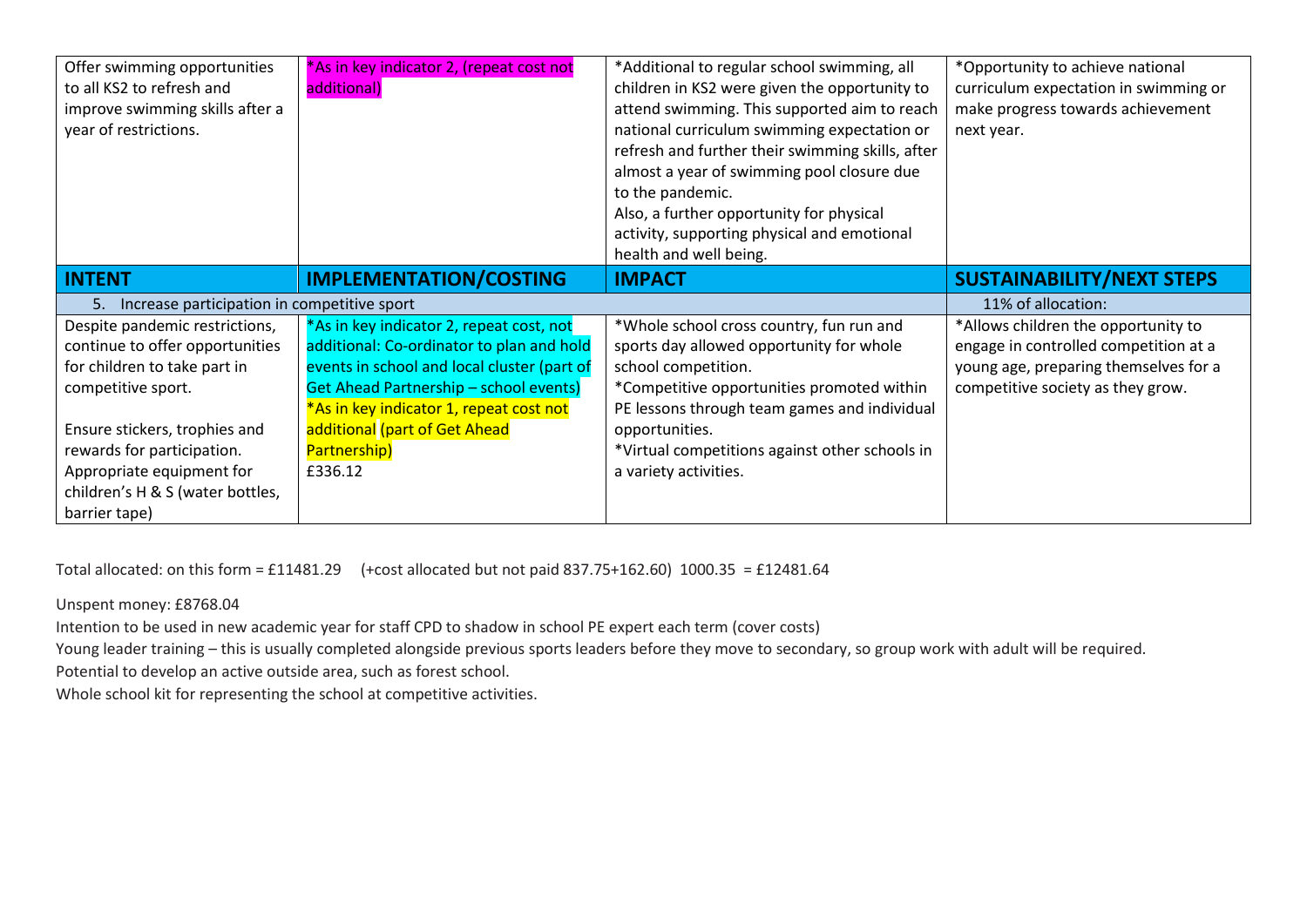| | | | |
|---|---|---|---|
| Offer swimming opportunities to all KS2 to refresh and improve swimming skills after a year of restrictions. | *As in key indicator 2, (repeat cost not additional) | *Additional to regular school swimming, all children in KS2 were given the opportunity to attend swimming. This supported aim to reach national curriculum swimming expectation or refresh and further their swimming skills, after almost a year of swimming pool closure due to the pandemic.<br>Also, a further opportunity for physical activity, supporting physical and emotional health and well being. | *Opportunity to achieve national curriculum expectation in swimming or make progress towards achievement next year. |
| **INTENT** | **IMPLEMENTATION/COSTING** | **IMPACT** | **SUSTAINABILITY/NEXT STEPS** |
| 5. Increase participation in competitive sport | | | 11% of allocation: |
| Despite pandemic restrictions, continue to offer opportunities for children to take part in competitive sport.<br><br>Ensure stickers, trophies and rewards for participation.<br>Appropriate equipment for children's H & S (water bottles, barrier tape) | *As in key indicator 2, repeat cost, not additional: Co-ordinator to plan and hold events in school and local cluster (part of Get Ahead Partnership – school events)<br>*As in key indicator 1, repeat cost not additional (part of Get Ahead Partnership)<br>£336.12 | *Whole school cross country, fun run and sports day allowed opportunity for whole school competition.<br>*Competitive opportunities promoted within PE lessons through team games and individual opportunities.<br>*Virtual competitions against other schools in a variety activities. | *Allows children the opportunity to engage in controlled competition at a young age, preparing themselves for a competitive society as they grow. |

Total allocated: on this form = £11481.29 (+cost allocated but not paid 837.75+162.60) 1000.35 = £12481.64

Unspent money: £8768.04

Intention to be used in new academic year for staff CPD to shadow in school PE expert each term (cover costs)

Young leader training – this is usually completed alongside previous sports leaders before they move to secondary, so group work with adult will be required.

Potential to develop an active outside area, such as forest school.

Whole school kit for representing the school at competitive activities.